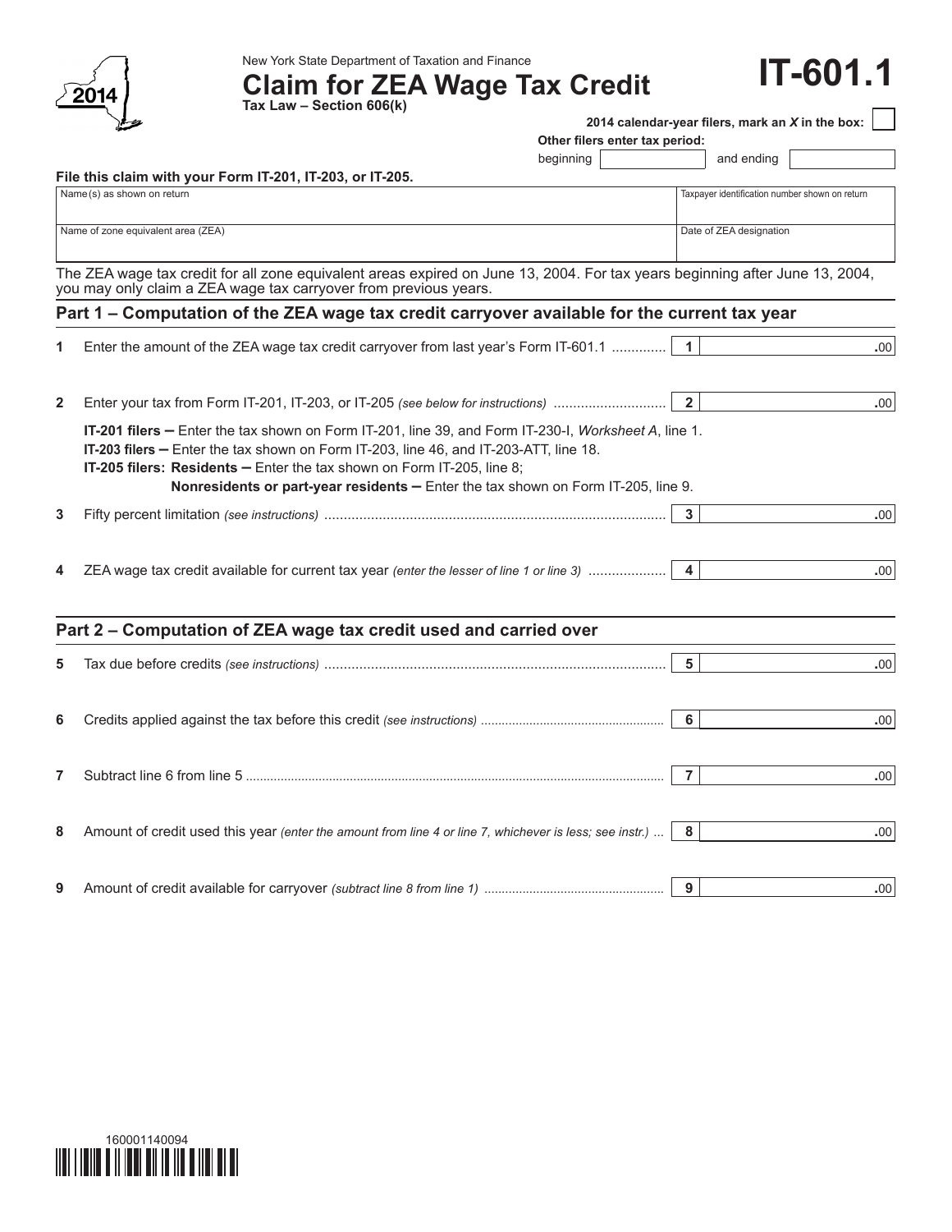New York State Department of Taxation and Finance

# Claim for ZEA Wage Tax Credit

**IT-601.1**

**Tax Law – Section 606(k)**

2014

**2014 calendar-year filers, mark an *X* in the box:** ☐

**Other filers enter tax period:**

beginning ______ and ending ______

**File this claim with your Form IT-201, IT-203, or IT-205.**

| Name(s) as shown on return | Taxpayer identification number shown on return |
|---|---|
| Name of zone equivalent area (ZEA) | Date of ZEA designation |

The ZEA wage tax credit for all zone equivalent areas expired on June 13, 2004. For tax years beginning after June 13, 2004, you may only claim a ZEA wage tax carryover from previous years.

## Part 1 – Computation of the ZEA wage tax credit carryover available for the current tax year

**1** Enter the amount of the ZEA wage tax credit carryover from last year's Form IT-601.1 .............. **1** .00

**2** Enter your tax from Form IT-201, IT-203, or IT-205 *(see below for instructions)* ............................ **2** .00

**IT-201 filers –** Enter the tax shown on Form IT-201, line 39, and Form IT-230-I, *Worksheet A*, line 1.
**IT-203 filers –** Enter the tax shown on Form IT-203, line 46, and IT-203-ATT, line 18.
**IT-205 filers: Residents –** Enter the tax shown on Form IT-205, line 8;
**Nonresidents or part-year residents –** Enter the tax shown on Form IT-205, line 9.

**3** Fifty percent limitation *(see instructions)* ....................................................................................... **3** .00

**4** ZEA wage tax credit available for current tax year *(enter the lesser of line 1 or line 3)* .................... **4** .00

## Part 2 – Computation of ZEA wage tax credit used and carried over

**5** Tax due before credits *(see instructions)* ....................................................................................... **5** .00

**6** Credits applied against the tax before this credit *(see instructions)* .................................................... **6** .00

**7** Subtract line 6 from line 5 ...................................................................................................................... **7** .00

**8** Amount of credit used this year *(enter the amount from line 4 or line 7, whichever is less; see instr.)* ... **8** .00

**9** Amount of credit available for carryover *(subtract line 8 from line 1)* .................................................. **9** .00

160001140094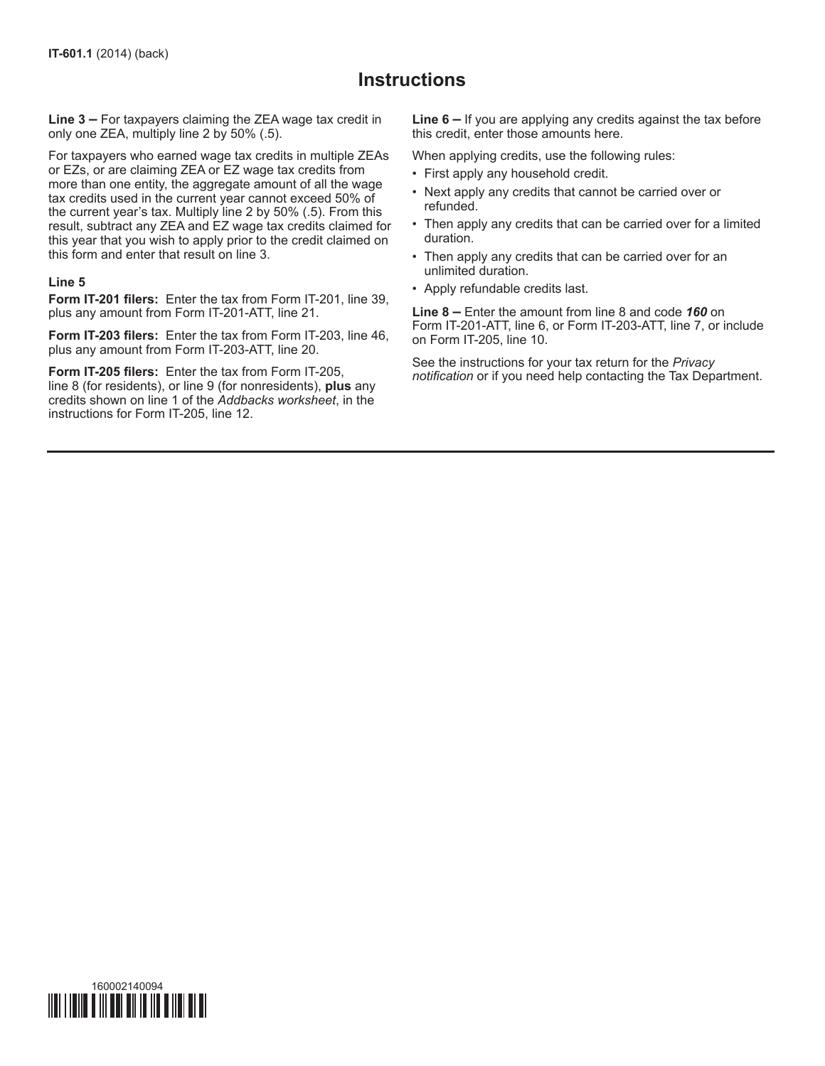# Instructions

**Line 3 –** For taxpayers claiming the ZEA wage tax credit in only one ZEA, multiply line 2 by 50% (.5).

For taxpayers who earned wage tax credits in multiple ZEAs or EZs, or are claiming ZEA or EZ wage tax credits from more than one entity, the aggregate amount of all the wage tax credits used in the current year cannot exceed 50% of the current year's tax. Multiply line 2 by 50% (.5). From this result, subtract any ZEA and EZ wage tax credits claimed for this year that you wish to apply prior to the credit claimed on this form and enter that result on line 3.

**Line 5**

**Form IT-201 filers:** Enter the tax from Form IT-201, line 39, plus any amount from Form IT-201-ATT, line 21.

**Form IT-203 filers:** Enter the tax from Form IT-203, line 46, plus any amount from Form IT-203-ATT, line 20.

**Form IT-205 filers:** Enter the tax from Form IT-205, line 8 (for residents), or line 9 (for nonresidents), **plus** any credits shown on line 1 of the *Addbacks worksheet*, in the instructions for Form IT-205, line 12.

**Line 6 –** If you are applying any credits against the tax before this credit, enter those amounts here.

When applying credits, use the following rules:

- First apply any household credit.
- Next apply any credits that cannot be carried over or refunded.
- Then apply any credits that can be carried over for a limited duration.
- Then apply any credits that can be carried over for an unlimited duration.
- Apply refundable credits last.

**Line 8 –** Enter the amount from line 8 and code ***160*** on Form IT-201-ATT, line 6, or Form IT-203-ATT, line 7, or include on Form IT-205, line 10.

See the instructions for your tax return for the *Privacy notification* or if you need help contacting the Tax Department.